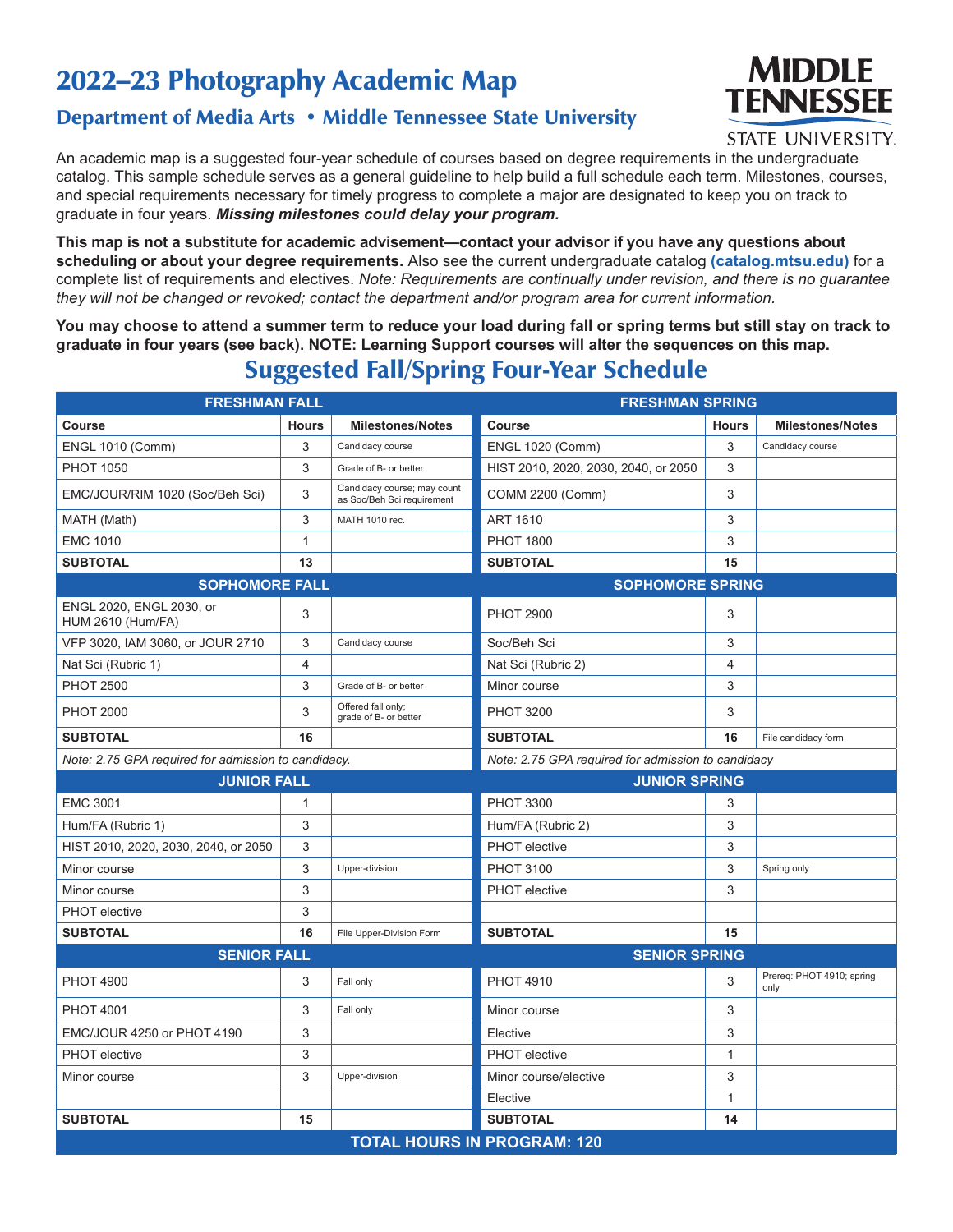# 2022–23 Photography Academic Map

## Department of Media Arts • Middle Tennessee State University

MIDDLE TENNESSEE STATE UNIVERSITY.

An academic map is a suggested four-year schedule of courses based on degree requirements in the undergraduate catalog. This sample schedule serves as a general guideline to help build a full schedule each term. Milestones, courses, and special requirements necessary for timely progress to complete a major are designated to keep you on track to graduate in four years. ***Missing milestones could delay your program.***

**This map is not a substitute for academic advisement—contact your advisor if you have any questions about scheduling or about your degree requirements.** Also see the current undergraduate catalog **(catalog.mtsu.edu)** for a complete list of requirements and electives. *Note: Requirements are continually under revision, and there is no guarantee they will not be changed or revoked; contact the department and/or program area for current information.*

**You may choose to attend a summer term to reduce your load during fall or spring terms but still stay on track to graduate in four years (see back). NOTE: Learning Support courses will alter the sequences on this map.**

## Suggested Fall/Spring Four-Year Schedule

| **FRESHMAN FALL** | | | **FRESHMAN SPRING** | | |
|---|---|---|---|---|---|
| **Course** | **Hours** | **Milestones/Notes** | **Course** | **Hours** | **Milestones/Notes** |
| ENGL 1010 (Comm) | 3 | Candidacy course | ENGL 1020 (Comm) | 3 | Candidacy course |
| PHOT 1050 | 3 | Grade of B- or better | HIST 2010, 2020, 2030, 2040, or 2050 | 3 | |
| EMC/JOUR/RIM 1020 (Soc/Beh Sci) | 3 | Candidacy course; may count as Soc/Beh Sci requirement | COMM 2200 (Comm) | 3 | |
| MATH (Math) | 3 | MATH 1010 rec. | ART 1610 | 3 | |
| EMC 1010 | 1 | | PHOT 1800 | 3 | |
| **SUBTOTAL** | **13** | | **SUBTOTAL** | **15** | |
| **SOPHOMORE FALL** | | | **SOPHOMORE SPRING** | | |
| ENGL 2020, ENGL 2030, or HUM 2610 (Hum/FA) | 3 | | PHOT 2900 | 3 | |
| VFP 3020, IAM 3060, or JOUR 2710 | 3 | Candidacy course | Soc/Beh Sci | 3 | |
| Nat Sci (Rubric 1) | 4 | | Nat Sci (Rubric 2) | 4 | |
| PHOT 2500 | 3 | Grade of B- or better | Minor course | 3 | |
| PHOT 2000 | 3 | Offered fall only; grade of B- or better | PHOT 3200 | 3 | |
| **SUBTOTAL** | **16** | | **SUBTOTAL** | **16** | File candidacy form |
| *Note: 2.75 GPA required for admission to candidacy.* | | | *Note: 2.75 GPA required for admission to candidacy* | | |
| **JUNIOR FALL** | | | **JUNIOR SPRING** | | |
| EMC 3001 | 1 | | PHOT 3300 | 3 | |
| Hum/FA (Rubric 1) | 3 | | Hum/FA (Rubric 2) | 3 | |
| HIST 2010, 2020, 2030, 2040, or 2050 | 3 | | PHOT elective | 3 | |
| Minor course | 3 | Upper-division | PHOT 3100 | 3 | Spring only |
| Minor course | 3 | | PHOT elective | 3 | |
| PHOT elective | 3 | | | | |
| **SUBTOTAL** | **16** | File Upper-Division Form | **SUBTOTAL** | **15** | |
| **SENIOR FALL** | | | **SENIOR SPRING** | | |
| PHOT 4900 | 3 | Fall only | PHOT 4910 | 3 | Prereq: PHOT 4910; spring only |
| PHOT 4001 | 3 | Fall only | Minor course | 3 | |
| EMC/JOUR 4250 or PHOT 4190 | 3 | | Elective | 3 | |
| PHOT elective | 3 | | PHOT elective | 1 | |
| Minor course | 3 | Upper-division | Minor course/elective | 3 | |
| | | | Elective | 1 | |
| **SUBTOTAL** | **15** | | **SUBTOTAL** | **14** | |

**TOTAL HOURS IN PROGRAM: 120**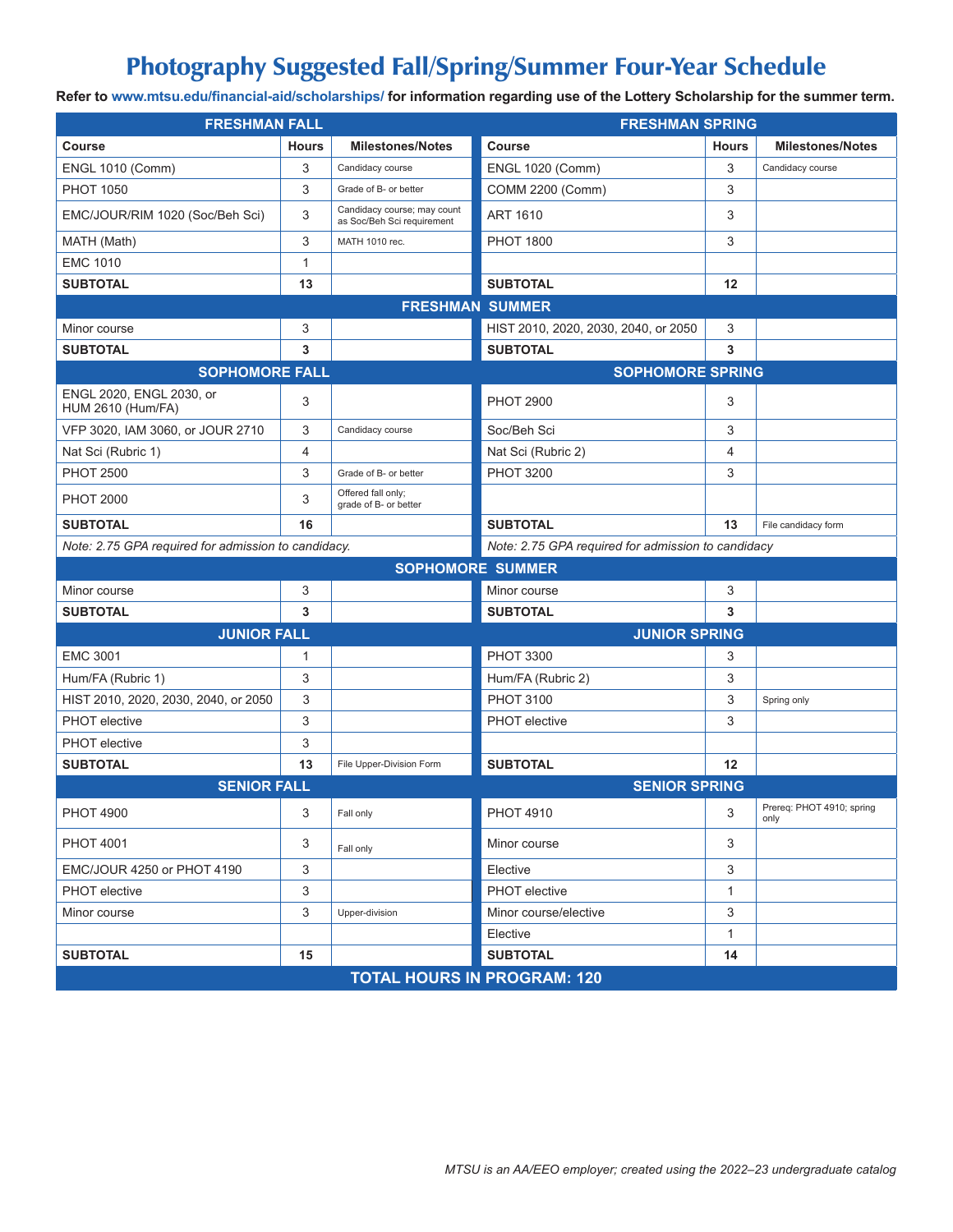# Photography Suggested Fall/Spring/Summer Four-Year Schedule

**Refer to www.mtsu.edu/financial-aid/scholarships/ for information regarding use of the Lottery Scholarship for the summer term.**

| FRESHMAN FALL | | | FRESHMAN SPRING | | |
|---|---|---|---|---|---|
| **Course** | **Hours** | **Milestones/Notes** | **Course** | **Hours** | **Milestones/Notes** |
| ENGL 1010 (Comm) | 3 | Candidacy course | ENGL 1020 (Comm) | 3 | Candidacy course |
| PHOT 1050 | 3 | Grade of B- or better | COMM 2200 (Comm) | 3 | |
| EMC/JOUR/RIM 1020 (Soc/Beh Sci) | 3 | Candidacy course; may count as Soc/Beh Sci requirement | ART 1610 | 3 | |
| MATH (Math) | 3 | MATH 1010 rec. | PHOT 1800 | 3 | |
| EMC 1010 | 1 | | | | |
| **SUBTOTAL** | **13** | | **SUBTOTAL** | **12** | |
| **FRESHMAN SUMMER** | | | | | |
| Minor course | 3 | | HIST 2010, 2020, 2030, 2040, or 2050 | 3 | |
| **SUBTOTAL** | **3** | | **SUBTOTAL** | **3** | |
| **SOPHOMORE FALL** | | | **SOPHOMORE SPRING** | | |
| ENGL 2020, ENGL 2030, or HUM 2610 (Hum/FA) | 3 | | PHOT 2900 | 3 | |
| VFP 3020, IAM 3060, or JOUR 2710 | 3 | Candidacy course | Soc/Beh Sci | 3 | |
| Nat Sci (Rubric 1) | 4 | | Nat Sci (Rubric 2) | 4 | |
| PHOT 2500 | 3 | Grade of B- or better | PHOT 3200 | 3 | |
| PHOT 2000 | 3 | Offered fall only; grade of B- or better | | | |
| **SUBTOTAL** | **16** | | **SUBTOTAL** | **13** | File candidacy form |
| *Note: 2.75 GPA required for admission to candidacy.* | | | *Note: 2.75 GPA required for admission to candidacy* | | |
| **SOPHOMORE SUMMER** | | | | | |
| Minor course | 3 | | Minor course | 3 | |
| **SUBTOTAL** | **3** | | **SUBTOTAL** | **3** | |
| **JUNIOR FALL** | | | **JUNIOR SPRING** | | |
| EMC 3001 | 1 | | PHOT 3300 | 3 | |
| Hum/FA (Rubric 1) | 3 | | Hum/FA (Rubric 2) | 3 | |
| HIST 2010, 2020, 2030, 2040, or 2050 | 3 | | PHOT 3100 | 3 | Spring only |
| PHOT elective | 3 | | PHOT elective | 3 | |
| PHOT elective | 3 | | | | |
| **SUBTOTAL** | **13** | File Upper-Division Form | **SUBTOTAL** | **12** | |
| **SENIOR FALL** | | | **SENIOR SPRING** | | |
| PHOT 4900 | 3 | Fall only | PHOT 4910 | 3 | Prereq: PHOT 4910; spring only |
| PHOT 4001 | 3 | Fall only | Minor course | 3 | |
| EMC/JOUR 4250 or PHOT 4190 | 3 | | Elective | 3 | |
| PHOT elective | 3 | | PHOT elective | 1 | |
| Minor course | 3 | Upper-division | Minor course/elective | 3 | |
| | | | Elective | 1 | |
| **SUBTOTAL** | **15** | | **SUBTOTAL** | **14** | |
| **TOTAL HOURS IN PROGRAM: 120** | | | | | |

*MTSU is an AA/EEO employer; created using the 2022–23 undergraduate catalog*